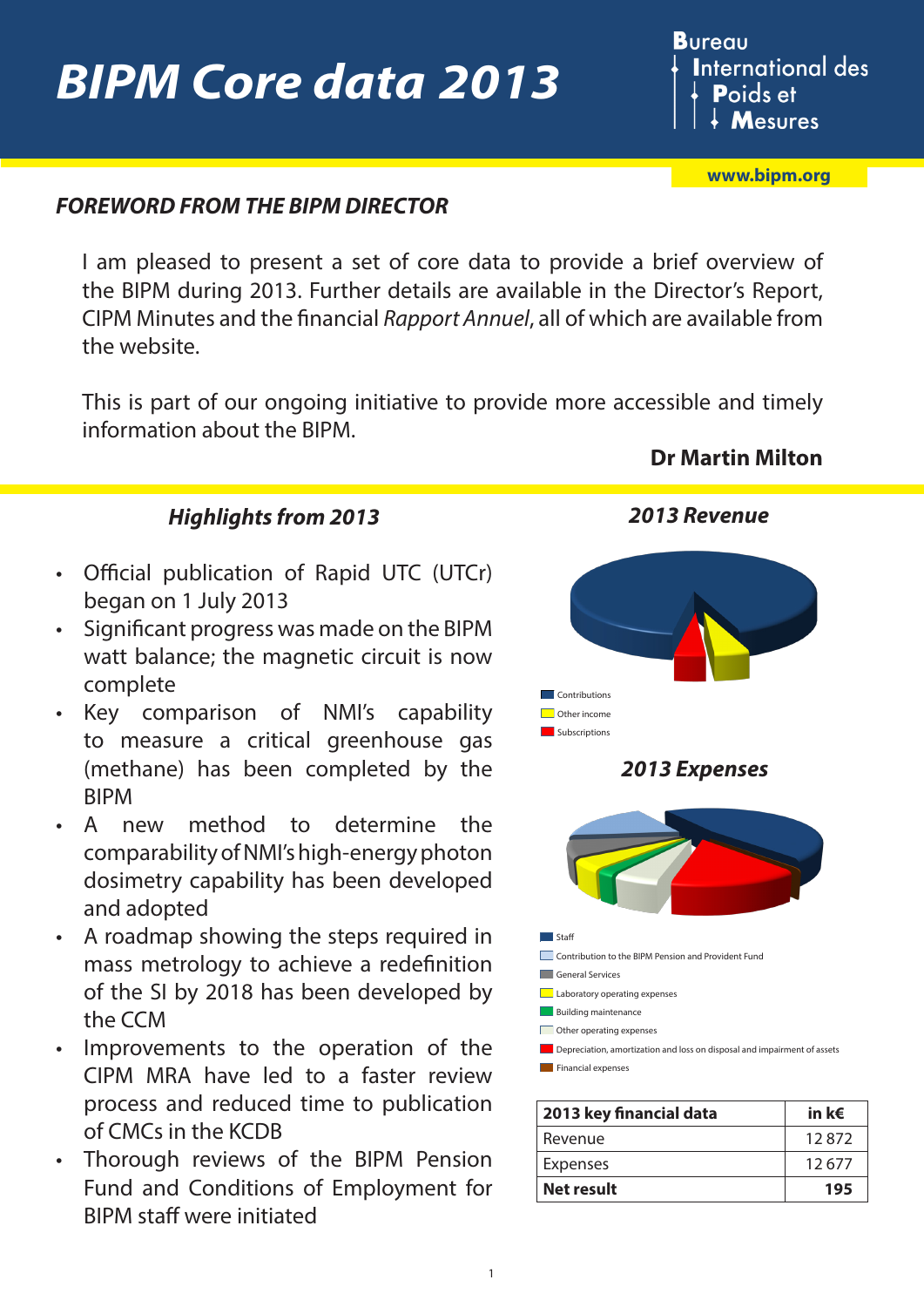# BIPM Core data 2013

Bureau International des Poids et Mesures

www.bipm.org

## *FOREWORD FROM THE BIPM DIRECTOR*

I am pleased to present a set of core data to provide a brief overview of the BIPM during 2013. Further details are available in the Director's Report, CIPM Minutes and the financial *Rapport Annuel*, all of which are available from the website.

This is part of our ongoing initiative to provide more accessible and timely information about the BIPM.

**Dr Martin Milton**

## *Highlights from 2013*

- Official publication of Rapid UTC (UTCr) began on 1 July 2013
- Significant progress was made on the BIPM watt balance; the magnetic circuit is now complete
- Key comparison of NMI's capability to measure a critical greenhouse gas (methane) has been completed by the BIPM
- A new method to determine the comparability of NMI's high-energy photon dosimetry capability has been developed and adopted
- A roadmap showing the steps required in mass metrology to achieve a redefinition of the SI by 2018 has been developed by the CCM
- Improvements to the operation of the CIPM MRA have led to a faster review process and reduced time to publication of CMCs in the KCDB
- Thorough reviews of the BIPM Pension Fund and Conditions of Employment for BIPM staff were initiated

## *2013 Revenue*

- Contributions
- Other income
- Subscriptions

## *2013 Expenses*

- Staff
- Contribution to the BIPM Pension and Provident Fund
- General Services
- Laboratory operating expenses
- Building maintenance
- Other operating expenses
- Depreciation, amortization and loss on disposal and impairment of assets
- Financial expenses

| **2013 key financial data** | **in k€** |
|---|---|
| Revenue | 12 872 |
| Expenses | 12 677 |
| **Net result** | **195** |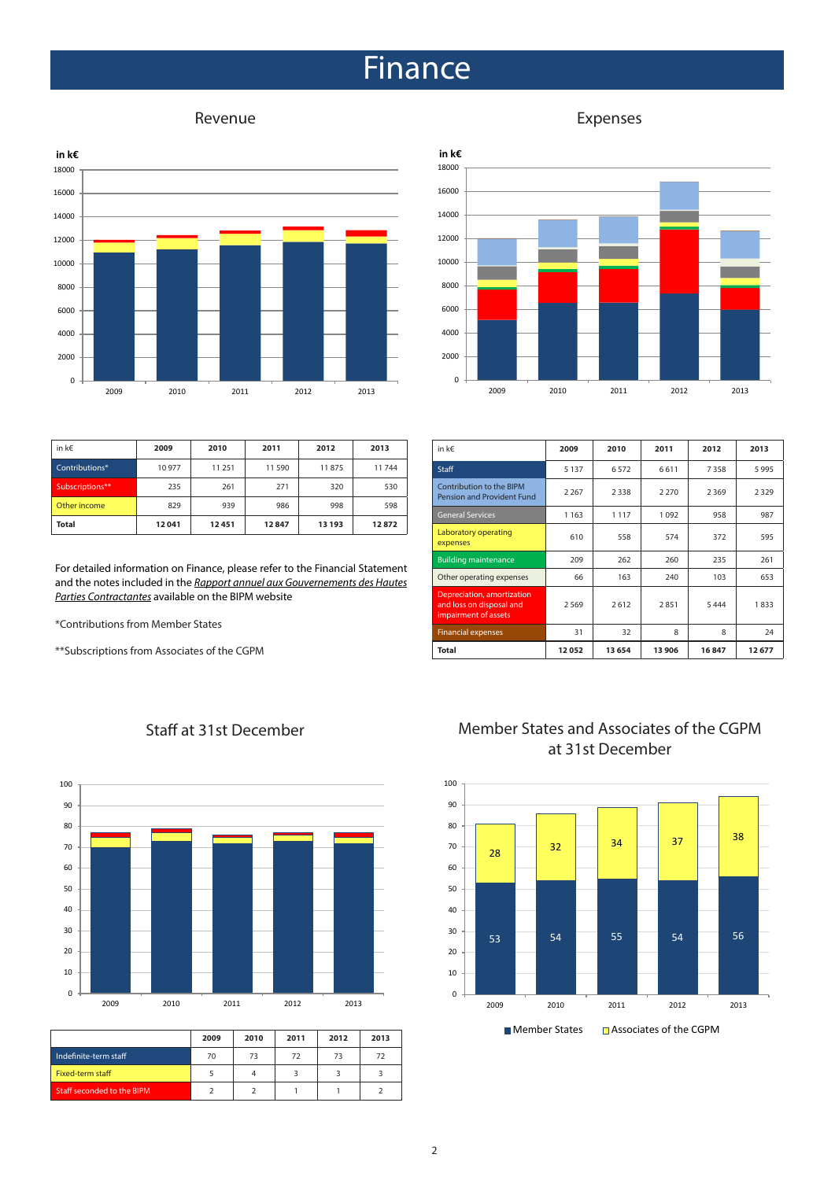# Finance

## Revenue

| in k€ | 2009 | 2010 | 2011 | 2012 | 2013 |
|---|---|---|---|---|---|
| Contributions* | 10 977 | 11 251 | 11 590 | 11 875 | 11 744 |
| Subscriptions** | 235 | 261 | 271 | 320 | 530 |
| Other income | 829 | 939 | 986 | 998 | 598 |
| **Total** | **12 041** | **12 451** | **12 847** | **13 193** | **12 872** |

For detailed information on Finance, please refer to the Financial Statement and the notes included in the *Rapport annuel aux Gouvernements des Hautes Parties Contractantes* available on the BIPM website

*Contributions from Member States

**Subscriptions from Associates of the CGPM

## Expenses

| in k€ | 2009 | 2010 | 2011 | 2012 | 2013 |
|---|---|---|---|---|---|
| Staff | 5 137 | 6 572 | 6 611 | 7 358 | 5 995 |
| Contribution to the BIPM Pension and Provident Fund | 2 267 | 2 338 | 2 270 | 2 369 | 2 329 |
| General Services | 1 163 | 1 117 | 1 092 | 958 | 987 |
| Laboratory operating expenses | 610 | 558 | 574 | 372 | 595 |
| Building maintenance | 209 | 262 | 260 | 235 | 261 |
| Other operating expenses | 66 | 163 | 240 | 103 | 653 |
| Depreciation, amortization and loss on disposal and impairment of assets | 2 569 | 2 612 | 2 851 | 5 444 | 1 833 |
| Financial expenses | 31 | 32 | 8 | 8 | 24 |
| **Total** | **12 052** | **13 654** | **13 906** | **16 847** | **12 677** |

## Staff at 31st December

| | 2009 | 2010 | 2011 | 2012 | 2013 |
|---|---|---|---|---|---|
| Indefinite-term staff | 70 | 73 | 72 | 73 | 72 |
| Fixed-term staff | 5 | 4 | 3 | 3 | 3 |
| Staff seconded to the BIPM | 2 | 2 | 1 | 1 | 2 |

## Member States and Associates of the CGPM at 31st December

| | 2009 | 2010 | 2011 | 2012 | 2013 |
|---|---|---|---|---|---|
| Member States | 53 | 54 | 55 | 54 | 56 |
| Associates of the CGPM | 28 | 32 | 34 | 37 | 38 |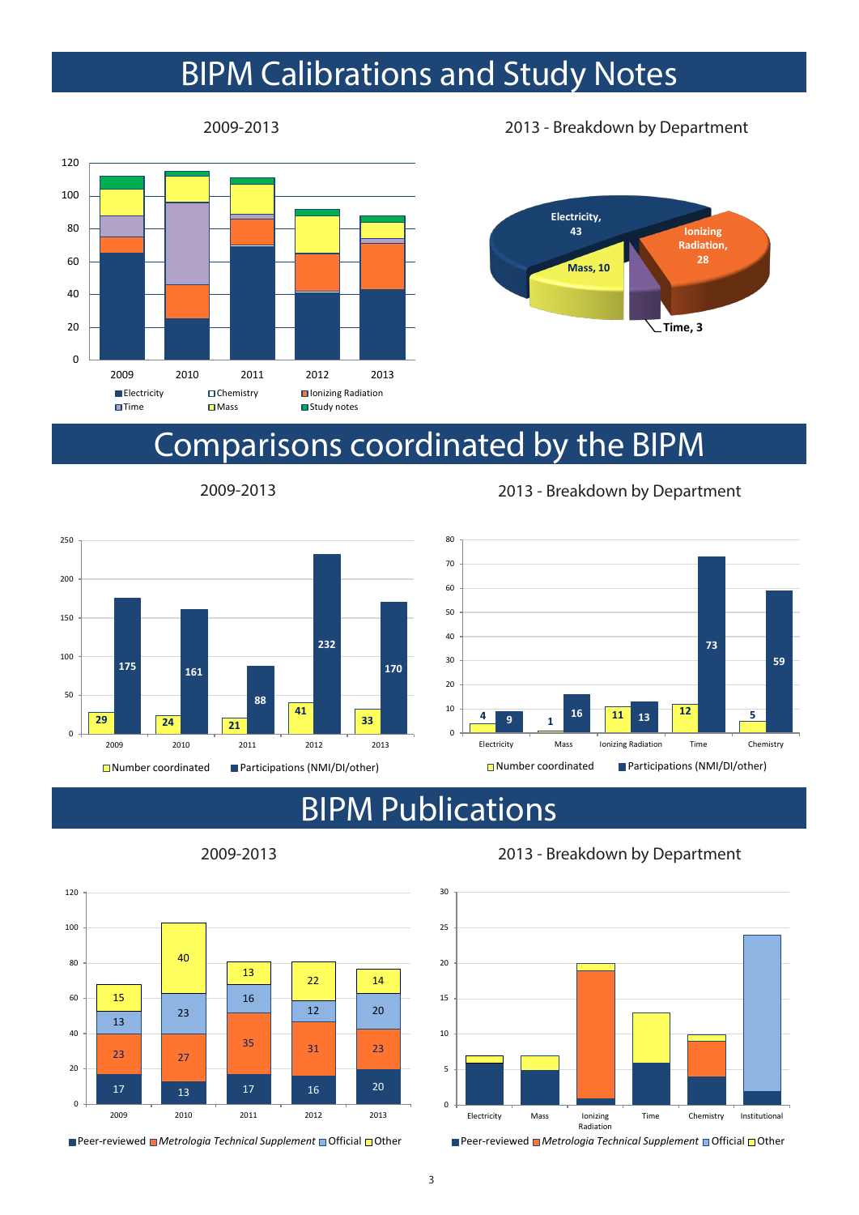# BIPM Calibrations and Study Notes

2009-2013

| Year | Electricity | Ionizing Radiation | Time | Chemistry | Mass | Study notes |
|---|---|---|---|---|---|---|
| 2009 | | | | | | |
| 2010 | | | | | | |
| 2011 | | | | | | |
| 2012 | | | | | | |
| 2013 | | | | | | |

2013 - Breakdown by Department

- Electricity, 43
- Ionizing Radiation, 28
- Mass, 10
- Time, 3

# Comparisons coordinated by the BIPM

2009-2013

| Year | Number coordinated | Participations (NMI/DI/other) |
|---|---|---|
| 2009 | 29 | 175 |
| 2010 | 24 | 161 |
| 2011 | 21 | 88 |
| 2012 | 41 | 232 |
| 2013 | 33 | 170 |

2013 - Breakdown by Department

| Department | Number coordinated | Participations (NMI/DI/other) |
|---|---|---|
| Electricity | 4 | 9 |
| Mass | 1 | 16 |
| Ionizing Radiation | 11 | 13 |
| Time | 12 | 73 |
| Chemistry | 5 | 59 |

# BIPM Publications

2009-2013

| Year | Peer-reviewed | *Metrologia Technical Supplement* | Official | Other |
|---|---|---|---|---|
| 2009 | 17 | 23 | 13 | 15 |
| 2010 | 13 | 27 | 23 | 40 |
| 2011 | 17 | 35 | 16 | 13 |
| 2012 | 16 | 31 | 12 | 22 |
| 2013 | 20 | 23 | 20 | 14 |

2013 - Breakdown by Department

Departments: Electricity, Mass, Ionizing Radiation, Time, Chemistry, Institutional

Legend: Peer-reviewed, *Metrologia Technical Supplement*, Official, Other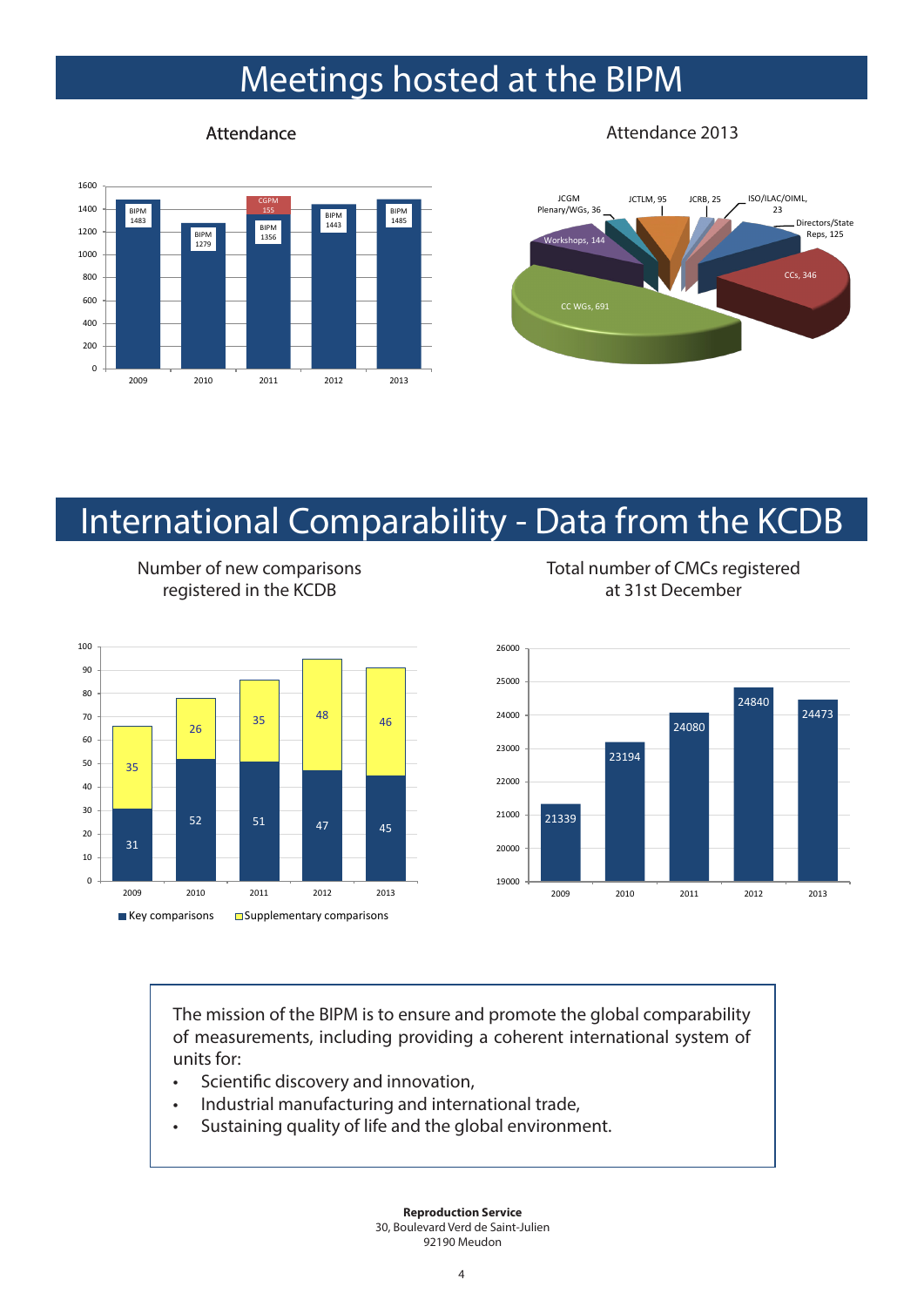# Meetings hosted at the BIPM

Attendance

1600
1400
1200
1000
800
600
400
200
0

BIPM 1483
BIPM 1279
CGPM 155
BIPM 1356
BIPM 1443
BIPM 1485

2009 2010 2011 2012 2013

Attendance 2013

JCGM Plenary/WGs, 36
JCTLM, 95
JCRB, 25
ISO/ILAC/OIML, 23
Directors/State Reps, 125
CCs, 346
CC WGs, 691
Workshops, 144

# International Comparability - Data from the KCDB

Number of new comparisons registered in the KCDB

100
90
80
70
60
50
40
30
20
10
0

35
31
26
52
35
51
48
47
46
45

2009 2010 2011 2012 2013

Key comparisons
Supplementary comparisons

Total number of CMCs registered at 31st December

26000
25000
24000
23000
22000
21000
20000
19000

21339
23194
24080
24840
24473

2009 2010 2011 2012 2013

The mission of the BIPM is to ensure and promote the global comparability of measurements, including providing a coherent international system of units for:

- Scientific discovery and innovation,
- Industrial manufacturing and international trade,
- Sustaining quality of life and the global environment.

**Reproduction Service**
30, Boulevard Verd de Saint-Julien
92190 Meudon